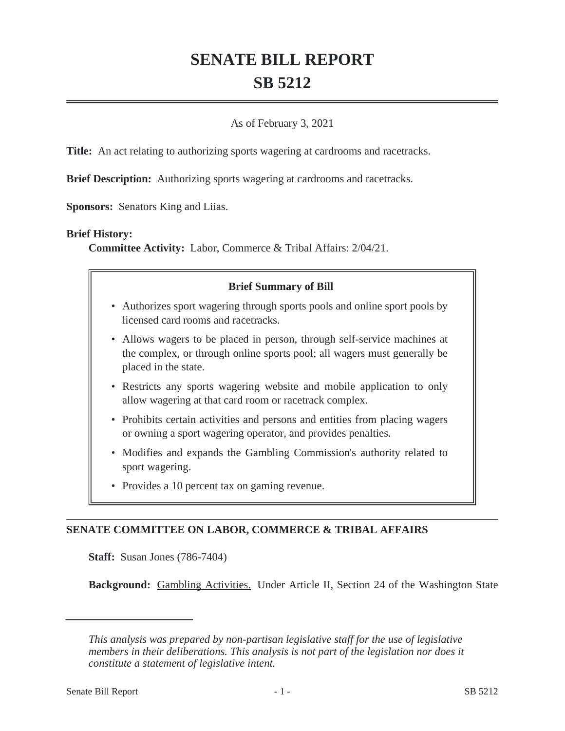# SENATE BILL REPORT
# SB 5212

As of February 3, 2021

**Title:** An act relating to authorizing sports wagering at cardrooms and racetracks.

**Brief Description:** Authorizing sports wagering at cardrooms and racetracks.

**Sponsors:** Senators King and Liias.

**Brief History:**

**Committee Activity:** Labor, Commerce & Tribal Affairs: 2/04/21.

**Brief Summary of Bill**

- Authorizes sport wagering through sports pools and online sport pools by licensed card rooms and racetracks.
- Allows wagers to be placed in person, through self-service machines at the complex, or through online sports pool; all wagers must generally be placed in the state.
- Restricts any sports wagering website and mobile application to only allow wagering at that card room or racetrack complex.
- Prohibits certain activities and persons and entities from placing wagers or owning a sport wagering operator, and provides penalties.
- Modifies and expands the Gambling Commission's authority related to sport wagering.
- Provides a 10 percent tax on gaming revenue.

## SENATE COMMITTEE ON LABOR, COMMERCE & TRIBAL AFFAIRS

**Staff:** Susan Jones (786-7404)

**Background:** Gambling Activities. Under Article II, Section 24 of the Washington State

*This analysis was prepared by non-partisan legislative staff for the use of legislative members in their deliberations. This analysis is not part of the legislation nor does it constitute a statement of legislative intent.*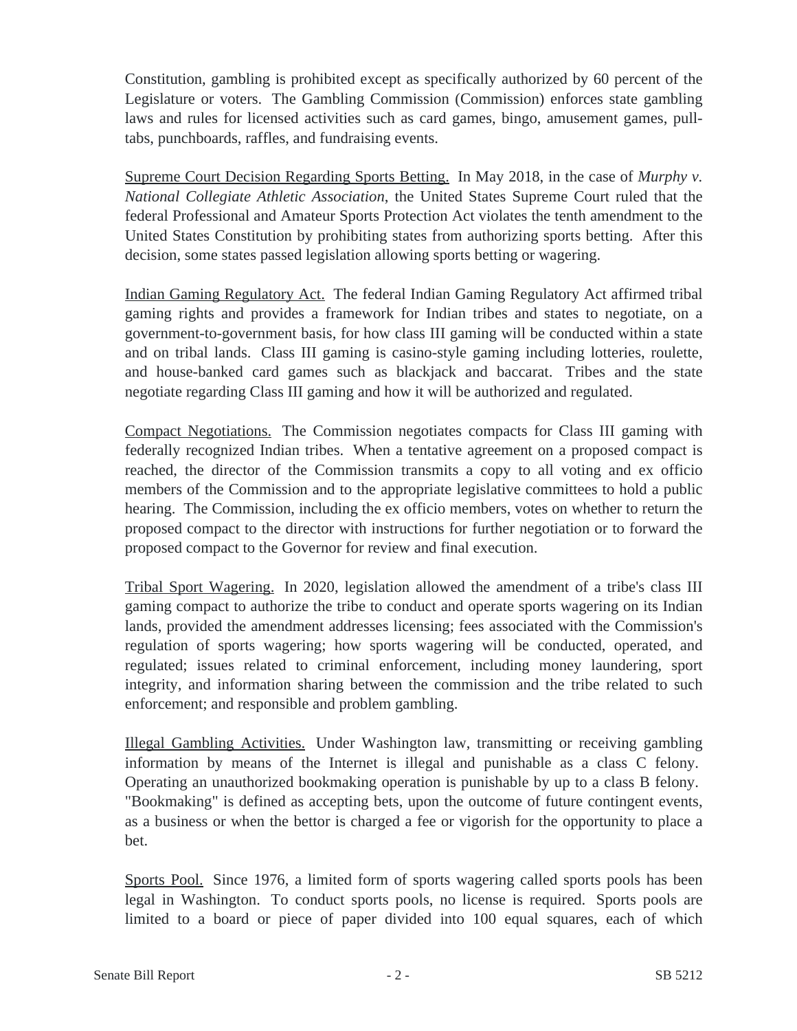Constitution, gambling is prohibited except as specifically authorized by 60 percent of the Legislature or voters. The Gambling Commission (Commission) enforces state gambling laws and rules for licensed activities such as card games, bingo, amusement games, pull-tabs, punchboards, raffles, and fundraising events.

Supreme Court Decision Regarding Sports Betting. In May 2018, in the case of *Murphy v. National Collegiate Athletic Association*, the United States Supreme Court ruled that the federal Professional and Amateur Sports Protection Act violates the tenth amendment to the United States Constitution by prohibiting states from authorizing sports betting. After this decision, some states passed legislation allowing sports betting or wagering.

Indian Gaming Regulatory Act. The federal Indian Gaming Regulatory Act affirmed tribal gaming rights and provides a framework for Indian tribes and states to negotiate, on a government-to-government basis, for how class III gaming will be conducted within a state and on tribal lands. Class III gaming is casino-style gaming including lotteries, roulette, and house-banked card games such as blackjack and baccarat. Tribes and the state negotiate regarding Class III gaming and how it will be authorized and regulated.

Compact Negotiations. The Commission negotiates compacts for Class III gaming with federally recognized Indian tribes. When a tentative agreement on a proposed compact is reached, the director of the Commission transmits a copy to all voting and ex officio members of the Commission and to the appropriate legislative committees to hold a public hearing. The Commission, including the ex officio members, votes on whether to return the proposed compact to the director with instructions for further negotiation or to forward the proposed compact to the Governor for review and final execution.

Tribal Sport Wagering. In 2020, legislation allowed the amendment of a tribe's class III gaming compact to authorize the tribe to conduct and operate sports wagering on its Indian lands, provided the amendment addresses licensing; fees associated with the Commission's regulation of sports wagering; how sports wagering will be conducted, operated, and regulated; issues related to criminal enforcement, including money laundering, sport integrity, and information sharing between the commission and the tribe related to such enforcement; and responsible and problem gambling.

Illegal Gambling Activities. Under Washington law, transmitting or receiving gambling information by means of the Internet is illegal and punishable as a class C felony. Operating an unauthorized bookmaking operation is punishable by up to a class B felony. "Bookmaking" is defined as accepting bets, upon the outcome of future contingent events, as a business or when the bettor is charged a fee or vigorish for the opportunity to place a bet.

Sports Pool. Since 1976, a limited form of sports wagering called sports pools has been legal in Washington. To conduct sports pools, no license is required. Sports pools are limited to a board or piece of paper divided into 100 equal squares, each of which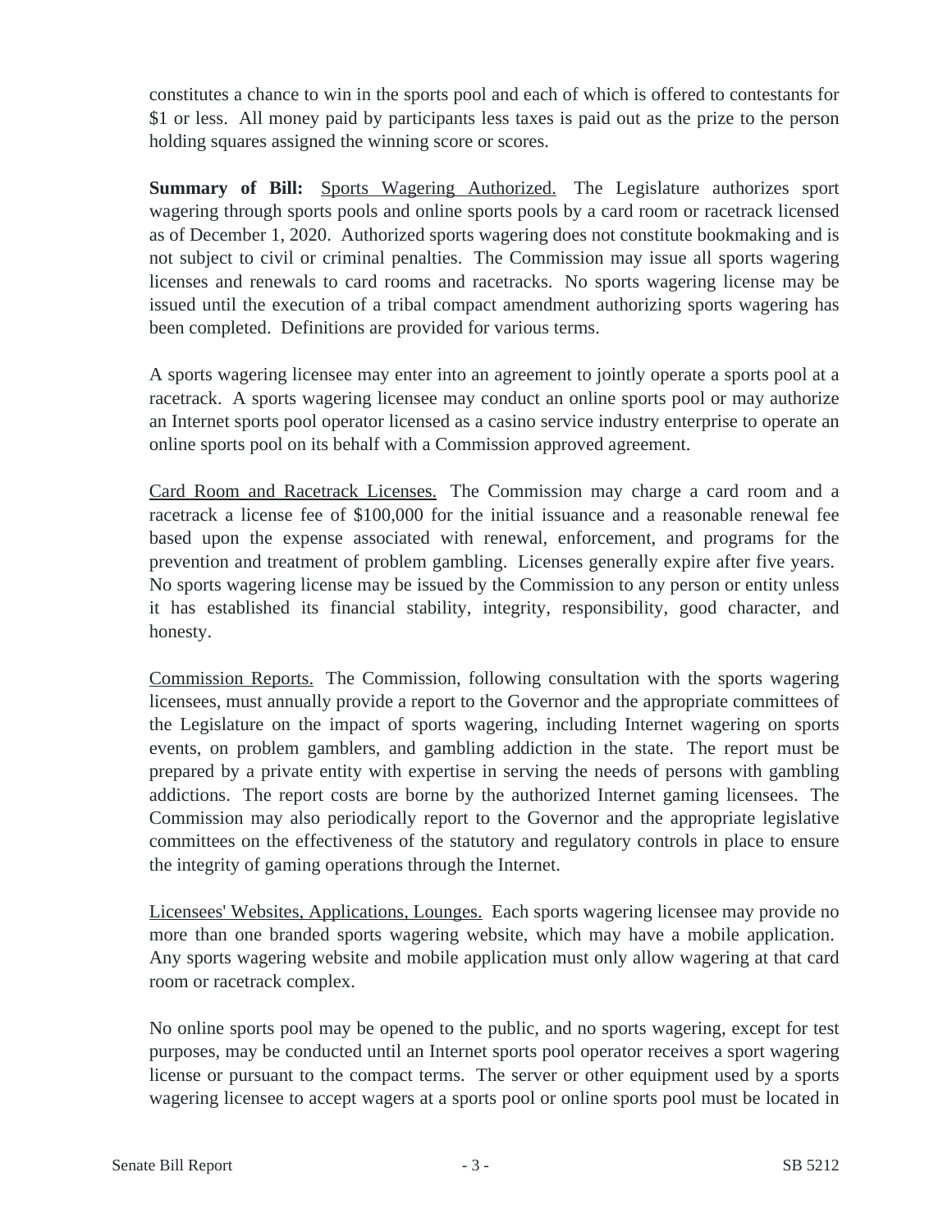constitutes a chance to win in the sports pool and each of which is offered to contestants for $1 or less. All money paid by participants less taxes is paid out as the prize to the person holding squares assigned the winning score or scores.

**Summary of Bill:** Sports Wagering Authorized. The Legislature authorizes sport wagering through sports pools and online sports pools by a card room or racetrack licensed as of December 1, 2020. Authorized sports wagering does not constitute bookmaking and is not subject to civil or criminal penalties. The Commission may issue all sports wagering licenses and renewals to card rooms and racetracks. No sports wagering license may be issued until the execution of a tribal compact amendment authorizing sports wagering has been completed. Definitions are provided for various terms.

A sports wagering licensee may enter into an agreement to jointly operate a sports pool at a racetrack. A sports wagering licensee may conduct an online sports pool or may authorize an Internet sports pool operator licensed as a casino service industry enterprise to operate an online sports pool on its behalf with a Commission approved agreement.

Card Room and Racetrack Licenses. The Commission may charge a card room and a racetrack a license fee of $100,000 for the initial issuance and a reasonable renewal fee based upon the expense associated with renewal, enforcement, and programs for the prevention and treatment of problem gambling. Licenses generally expire after five years. No sports wagering license may be issued by the Commission to any person or entity unless it has established its financial stability, integrity, responsibility, good character, and honesty.

Commission Reports. The Commission, following consultation with the sports wagering licensees, must annually provide a report to the Governor and the appropriate committees of the Legislature on the impact of sports wagering, including Internet wagering on sports events, on problem gamblers, and gambling addiction in the state. The report must be prepared by a private entity with expertise in serving the needs of persons with gambling addictions. The report costs are borne by the authorized Internet gaming licensees. The Commission may also periodically report to the Governor and the appropriate legislative committees on the effectiveness of the statutory and regulatory controls in place to ensure the integrity of gaming operations through the Internet.

Licensees' Websites, Applications, Lounges. Each sports wagering licensee may provide no more than one branded sports wagering website, which may have a mobile application. Any sports wagering website and mobile application must only allow wagering at that card room or racetrack complex.

No online sports pool may be opened to the public, and no sports wagering, except for test purposes, may be conducted until an Internet sports pool operator receives a sport wagering license or pursuant to the compact terms. The server or other equipment used by a sports wagering licensee to accept wagers at a sports pool or online sports pool must be located in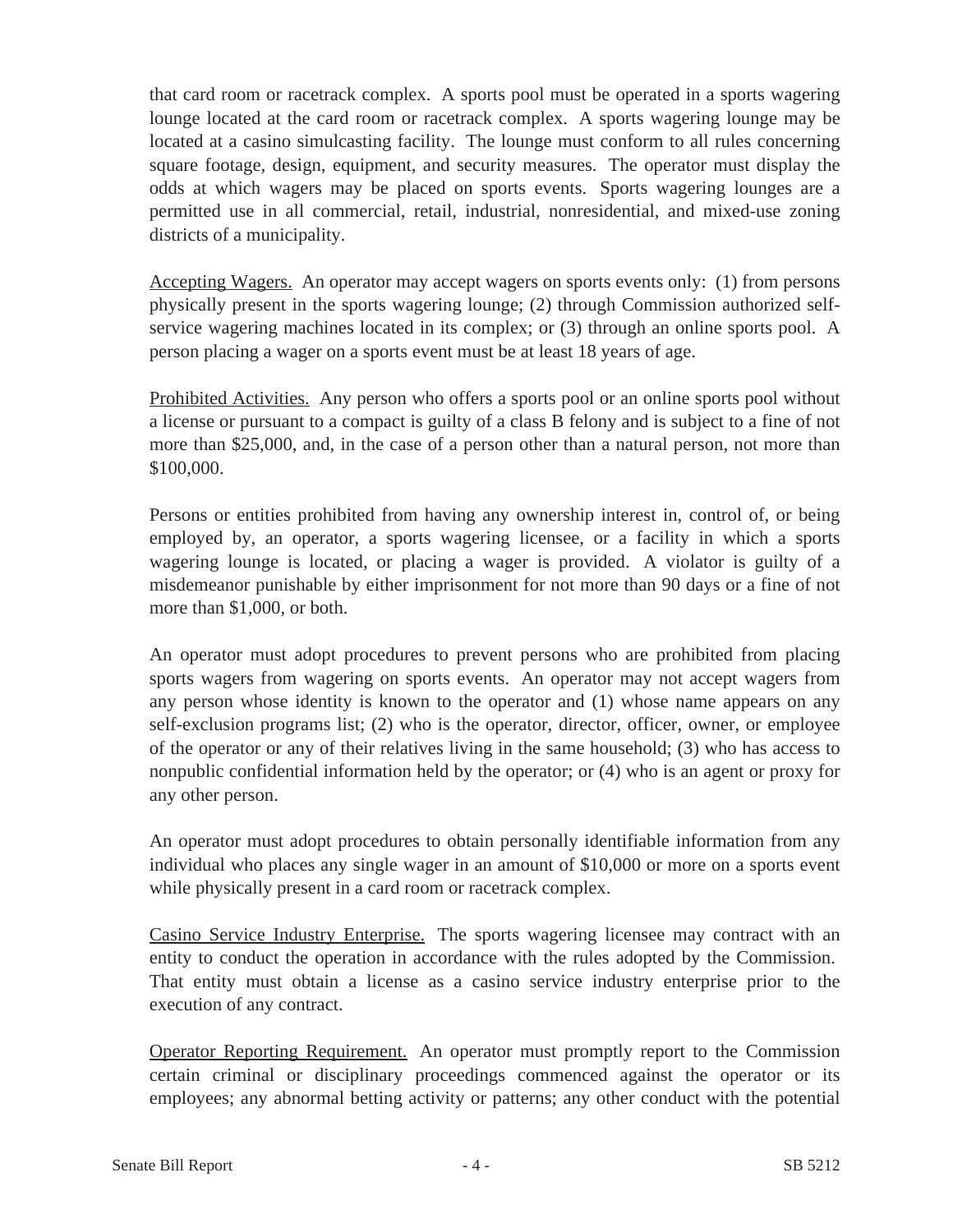that card room or racetrack complex. A sports pool must be operated in a sports wagering lounge located at the card room or racetrack complex. A sports wagering lounge may be located at a casino simulcasting facility. The lounge must conform to all rules concerning square footage, design, equipment, and security measures. The operator must display the odds at which wagers may be placed on sports events. Sports wagering lounges are a permitted use in all commercial, retail, industrial, nonresidential, and mixed-use zoning districts of a municipality.

Accepting Wagers. An operator may accept wagers on sports events only: (1) from persons physically present in the sports wagering lounge; (2) through Commission authorized self-service wagering machines located in its complex; or (3) through an online sports pool. A person placing a wager on a sports event must be at least 18 years of age.

Prohibited Activities. Any person who offers a sports pool or an online sports pool without a license or pursuant to a compact is guilty of a class B felony and is subject to a fine of not more than $25,000, and, in the case of a person other than a natural person, not more than $100,000.

Persons or entities prohibited from having any ownership interest in, control of, or being employed by, an operator, a sports wagering licensee, or a facility in which a sports wagering lounge is located, or placing a wager is provided. A violator is guilty of a misdemeanor punishable by either imprisonment for not more than 90 days or a fine of not more than $1,000, or both.

An operator must adopt procedures to prevent persons who are prohibited from placing sports wagers from wagering on sports events. An operator may not accept wagers from any person whose identity is known to the operator and (1) whose name appears on any self-exclusion programs list; (2) who is the operator, director, officer, owner, or employee of the operator or any of their relatives living in the same household; (3) who has access to nonpublic confidential information held by the operator; or (4) who is an agent or proxy for any other person.

An operator must adopt procedures to obtain personally identifiable information from any individual who places any single wager in an amount of $10,000 or more on a sports event while physically present in a card room or racetrack complex.

Casino Service Industry Enterprise. The sports wagering licensee may contract with an entity to conduct the operation in accordance with the rules adopted by the Commission. That entity must obtain a license as a casino service industry enterprise prior to the execution of any contract.

Operator Reporting Requirement. An operator must promptly report to the Commission certain criminal or disciplinary proceedings commenced against the operator or its employees; any abnormal betting activity or patterns; any other conduct with the potential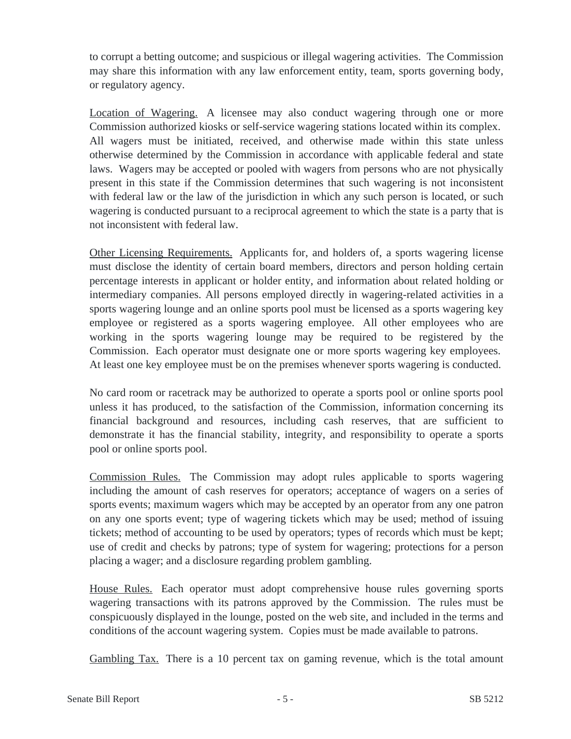to corrupt a betting outcome; and suspicious or illegal wagering activities. The Commission may share this information with any law enforcement entity, team, sports governing body, or regulatory agency.

Location of Wagering. A licensee may also conduct wagering through one or more Commission authorized kiosks or self-service wagering stations located within its complex. All wagers must be initiated, received, and otherwise made within this state unless otherwise determined by the Commission in accordance with applicable federal and state laws. Wagers may be accepted or pooled with wagers from persons who are not physically present in this state if the Commission determines that such wagering is not inconsistent with federal law or the law of the jurisdiction in which any such person is located, or such wagering is conducted pursuant to a reciprocal agreement to which the state is a party that is not inconsistent with federal law.

Other Licensing Requirements. Applicants for, and holders of, a sports wagering license must disclose the identity of certain board members, directors and person holding certain percentage interests in applicant or holder entity, and information about related holding or intermediary companies. All persons employed directly in wagering-related activities in a sports wagering lounge and an online sports pool must be licensed as a sports wagering key employee or registered as a sports wagering employee. All other employees who are working in the sports wagering lounge may be required to be registered by the Commission. Each operator must designate one or more sports wagering key employees. At least one key employee must be on the premises whenever sports wagering is conducted.

No card room or racetrack may be authorized to operate a sports pool or online sports pool unless it has produced, to the satisfaction of the Commission, information concerning its financial background and resources, including cash reserves, that are sufficient to demonstrate it has the financial stability, integrity, and responsibility to operate a sports pool or online sports pool.

Commission Rules. The Commission may adopt rules applicable to sports wagering including the amount of cash reserves for operators; acceptance of wagers on a series of sports events; maximum wagers which may be accepted by an operator from any one patron on any one sports event; type of wagering tickets which may be used; method of issuing tickets; method of accounting to be used by operators; types of records which must be kept; use of credit and checks by patrons; type of system for wagering; protections for a person placing a wager; and a disclosure regarding problem gambling.

House Rules. Each operator must adopt comprehensive house rules governing sports wagering transactions with its patrons approved by the Commission. The rules must be conspicuously displayed in the lounge, posted on the web site, and included in the terms and conditions of the account wagering system. Copies must be made available to patrons.

Gambling Tax. There is a 10 percent tax on gaming revenue, which is the total amount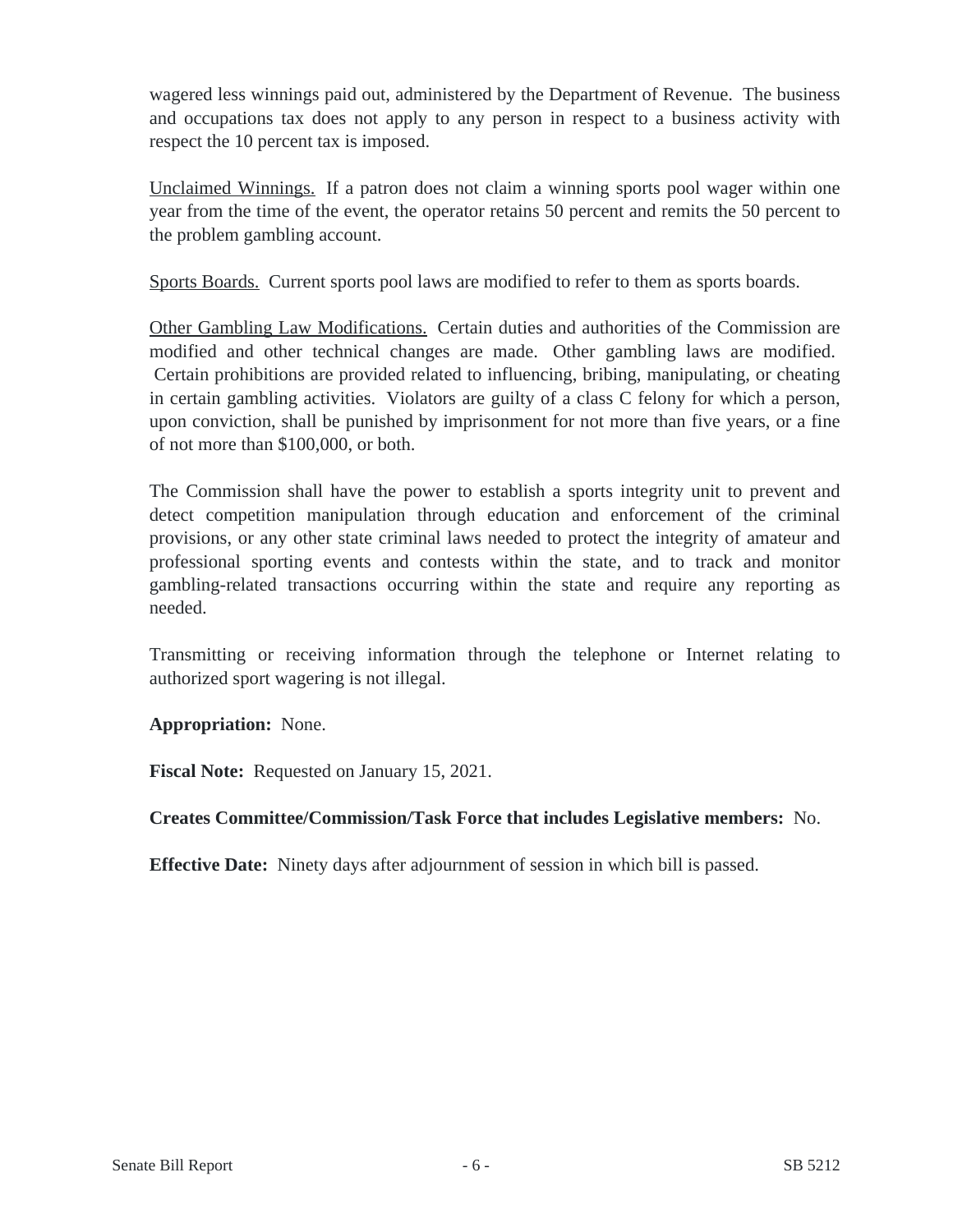wagered less winnings paid out, administered by the Department of Revenue. The business and occupations tax does not apply to any person in respect to a business activity with respect the 10 percent tax is imposed.

Unclaimed Winnings. If a patron does not claim a winning sports pool wager within one year from the time of the event, the operator retains 50 percent and remits the 50 percent to the problem gambling account.

Sports Boards. Current sports pool laws are modified to refer to them as sports boards.

Other Gambling Law Modifications. Certain duties and authorities of the Commission are modified and other technical changes are made. Other gambling laws are modified. Certain prohibitions are provided related to influencing, bribing, manipulating, or cheating in certain gambling activities. Violators are guilty of a class C felony for which a person, upon conviction, shall be punished by imprisonment for not more than five years, or a fine of not more than $100,000, or both.

The Commission shall have the power to establish a sports integrity unit to prevent and detect competition manipulation through education and enforcement of the criminal provisions, or any other state criminal laws needed to protect the integrity of amateur and professional sporting events and contests within the state, and to track and monitor gambling-related transactions occurring within the state and require any reporting as needed.

Transmitting or receiving information through the telephone or Internet relating to authorized sport wagering is not illegal.

**Appropriation:** None.

**Fiscal Note:** Requested on January 15, 2021.

**Creates Committee/Commission/Task Force that includes Legislative members:** No.

**Effective Date:** Ninety days after adjournment of session in which bill is passed.